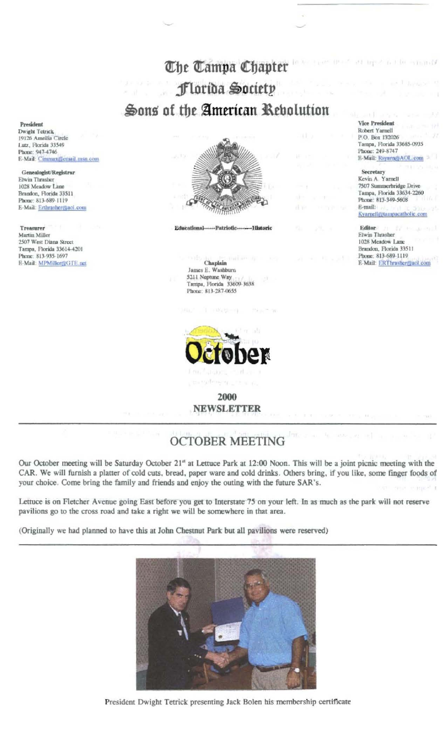# The Tampa Chapter
# Florida Society
# Sons of the American Revolution

**President**
Dwight Tetrick
19126 Ameilia Circle
Lutz, Florida 33549
Phone: 947-4746
E-Mail: Cimmax@email.msn.com

**Genealogist/Registrar**
Elwin Thrasher
1028 Meadow Lane
Brandon, Florida 33511
Phone: 813-689-1119
E-Mail: Erthrasher@aol.com

**Treasurer**
Martin Miller
2507 West Diana Street
Tampa, Florida 33614-4201
Phone: 813-935-1697
E-Mail: MPMiller@GTE.net

**Vice President**
Robert Yarnell
P.O. Box 132026
Tampa, Florida 33685-0935
Phone: 249-8747
E-Mail: Rsyarn@AOL.com

**Secretary**
Kevin A. Yarnell
7507 Summerbridge Drive
Tampa, Florida 33634-2260
Phone: 813-349-5608
E-mail: Kyarnell@tampacatholic.com

**Editor**
Elwin Thrasher
1028 Meadow Lane
Brandon, Florida 33511
Phone: 813-689-1119
E-Mail: ERThrasher@aol.com

Educational——Patriotic——Historic

**Chaplain**
James E. Washburn
5211 Neptune Way
Tampa, Florida 33609-3638
Phone: 813-287-0655

October

**2000**
**NEWSLETTER**

---

## OCTOBER MEETING

Our October meeting will be Saturday October 21st at Lettuce Park at 12:00 Noon. This will be a joint picnic meeting with the CAR. We will furnish a platter of cold cuts, bread, paper ware and cold drinks. Others bring, if you like, some finger foods of your choice. Come bring the family and friends and enjoy the outing with the future SAR's.

Lettuce is on Fletcher Avenue going East before you get to Interstate 75 on your left. In as much as the park will not reserve pavilions go to the cross road and take a right we will be somewhere in that area.

(Originally we had planned to have this at John Chestnut Park but all pavilions were reserved)

---

President Dwight Tetrick presenting Jack Bolen his membership certificate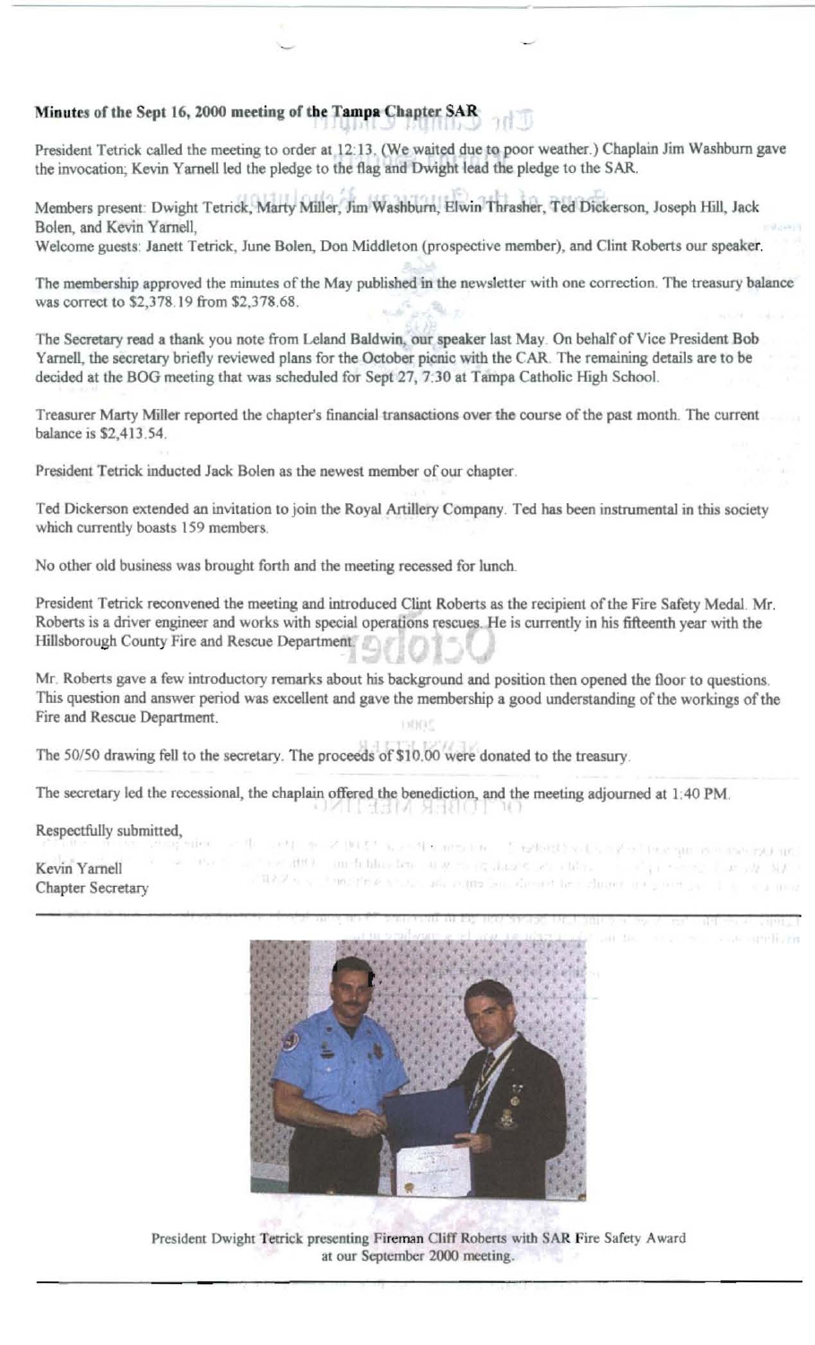**Minutes of the Sept 16, 2000 meeting of the Tampa Chapter SAR**

President Tetrick called the meeting to order at 12:13. (We waited due to poor weather.) Chaplain Jim Washburn gave the invocation; Kevin Yarnell led the pledge to the flag and Dwight lead the pledge to the SAR.

Members present: Dwight Tetrick, Marty Miller, Jim Washburn, Elwin Thrasher, Ted Dickerson, Joseph Hill, Jack Bolen, and Kevin Yarnell,
Welcome guests: Janett Tetrick, June Bolen, Don Middleton (prospective member), and Clint Roberts our speaker.

The membership approved the minutes of the May published in the newsletter with one correction. The treasury balance was correct to $2,378.19 from $2,378.68.

The Secretary read a thank you note from Leland Baldwin, our speaker last May. On behalf of Vice President Bob Yarnell, the secretary briefly reviewed plans for the October picnic with the CAR. The remaining details are to be decided at the BOG meeting that was scheduled for Sept 27, 7:30 at Tampa Catholic High School.

Treasurer Marty Miller reported the chapter's financial transactions over the course of the past month. The current balance is $2,413.54.

President Tetrick inducted Jack Bolen as the newest member of our chapter.

Ted Dickerson extended an invitation to join the Royal Artillery Company. Ted has been instrumental in this society which currently boasts 159 members.

No other old business was brought forth and the meeting recessed for lunch.

President Tetrick reconvened the meeting and introduced Clint Roberts as the recipient of the Fire Safety Medal. Mr. Roberts is a driver engineer and works with special operations rescues. He is currently in his fifteenth year with the Hillsborough County Fire and Rescue Department.

Mr. Roberts gave a few introductory remarks about his background and position then opened the floor to questions. This question and answer period was excellent and gave the membership a good understanding of the workings of the Fire and Rescue Department.

The 50/50 drawing fell to the secretary. The proceeds of $10.00 were donated to the treasury.

The secretary led the recessional, the chaplain offered the benediction, and the meeting adjourned at 1:40 PM.

Respectfully submitted,

Kevin Yarnell
Chapter Secretary

---

President Dwight Tetrick presenting Fireman Cliff Roberts with SAR Fire Safety Award at our September 2000 meeting.